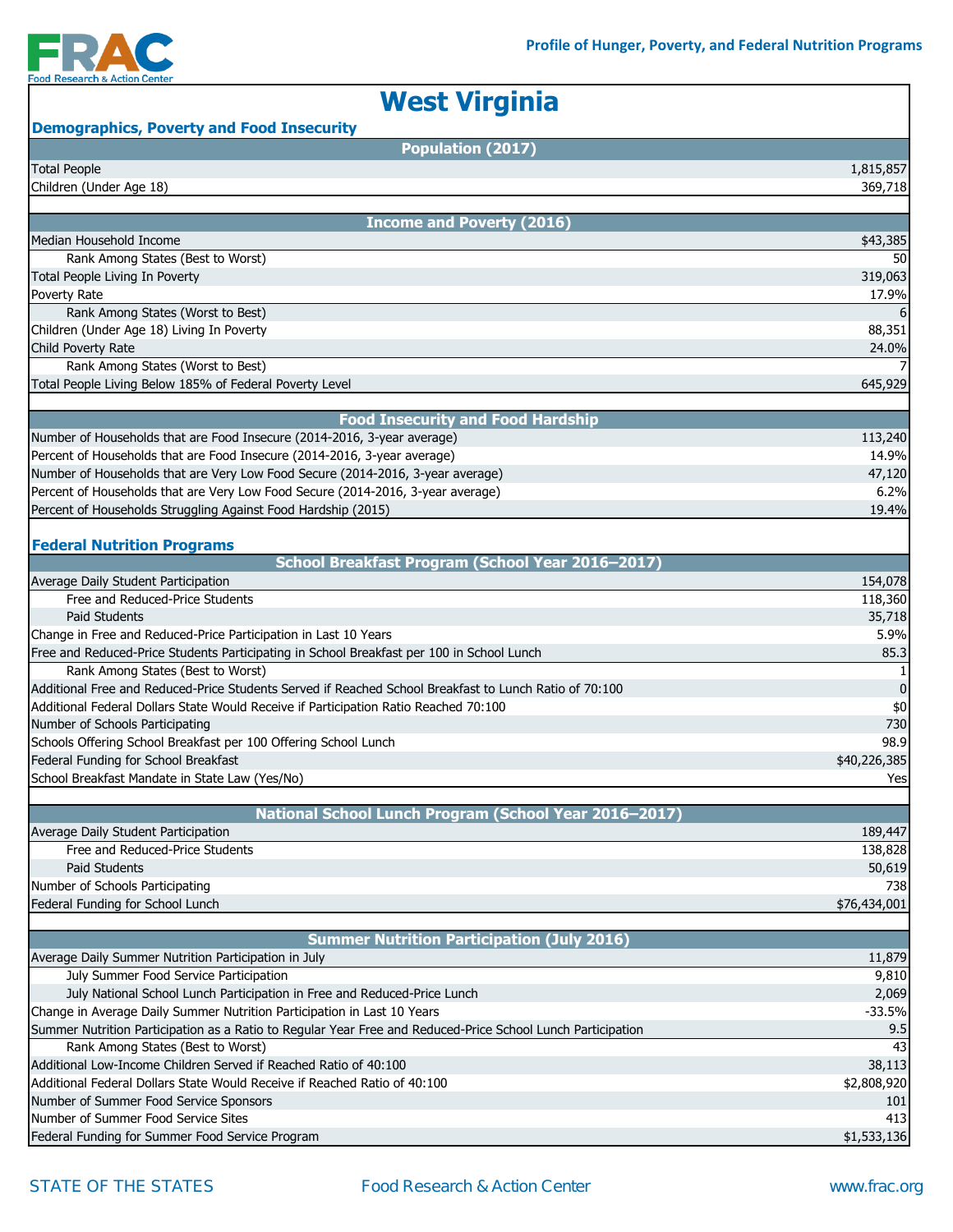FRAC
Food Research & Action Center

Profile of Hunger, Poverty, and Federal Nutrition Programs

# West Virginia

## Demographics, Poverty and Food Insecurity

| Population (2017) | |
|---|---|
| Total People | 1,815,857 |
| Children (Under Age 18) | 369,718 |

| Income and Poverty (2016) | |
|---|---|
| Median Household Income | $43,385 |
| Rank Among States (Best to Worst) | 50 |
| Total People Living In Poverty | 319,063 |
| Poverty Rate | 17.9% |
| Rank Among States (Worst to Best) | 6 |
| Children (Under Age 18) Living In Poverty | 88,351 |
| Child Poverty Rate | 24.0% |
| Rank Among States (Worst to Best) | 7 |
| Total People Living Below 185% of Federal Poverty Level | 645,929 |

| Food Insecurity and Food Hardship | |
|---|---|
| Number of Households that are Food Insecure (2014-2016, 3-year average) | 113,240 |
| Percent of Households that are Food Insecure (2014-2016, 3-year average) | 14.9% |
| Number of Households that are Very Low Food Secure (2014-2016, 3-year average) | 47,120 |
| Percent of Households that are Very Low Food Secure (2014-2016, 3-year average) | 6.2% |
| Percent of Households Struggling Against Food Hardship (2015) | 19.4% |

## Federal Nutrition Programs

| School Breakfast Program (School Year 2016–2017) | |
|---|---|
| Average Daily Student Participation | 154,078 |
| Free and Reduced-Price Students | 118,360 |
| Paid Students | 35,718 |
| Change in Free and Reduced-Price Participation in Last 10 Years | 5.9% |
| Free and Reduced-Price Students Participating in School Breakfast per 100 in School Lunch | 85.3 |
| Rank Among States (Best to Worst) | 1 |
| Additional Free and Reduced-Price Students Served if Reached School Breakfast to Lunch Ratio of 70:100 | 0 |
| Additional Federal Dollars State Would Receive if Participation Ratio Reached 70:100 | $0 |
| Number of Schools Participating | 730 |
| Schools Offering School Breakfast per 100 Offering School Lunch | 98.9 |
| Federal Funding for School Breakfast | $40,226,385 |
| School Breakfast Mandate in State Law (Yes/No) | Yes |

| National School Lunch Program (School Year 2016–2017) | |
|---|---|
| Average Daily Student Participation | 189,447 |
| Free and Reduced-Price Students | 138,828 |
| Paid Students | 50,619 |
| Number of Schools Participating | 738 |
| Federal Funding for School Lunch | $76,434,001 |

| Summer Nutrition Participation (July 2016) | |
|---|---|
| Average Daily Summer Nutrition Participation in July | 11,879 |
| July Summer Food Service Participation | 9,810 |
| July National School Lunch Participation in Free and Reduced-Price Lunch | 2,069 |
| Change in Average Daily Summer Nutrition Participation in Last 10 Years | -33.5% |
| Summer Nutrition Participation as a Ratio to Regular Year Free and Reduced-Price School Lunch Participation | 9.5 |
| Rank Among States (Best to Worst) | 43 |
| Additional Low-Income Children Served if Reached Ratio of 40:100 | 38,113 |
| Additional Federal Dollars State Would Receive if Reached Ratio of 40:100 | $2,808,920 |
| Number of Summer Food Service Sponsors | 101 |
| Number of Summer Food Service Sites | 413 |
| Federal Funding for Summer Food Service Program | $1,533,136 |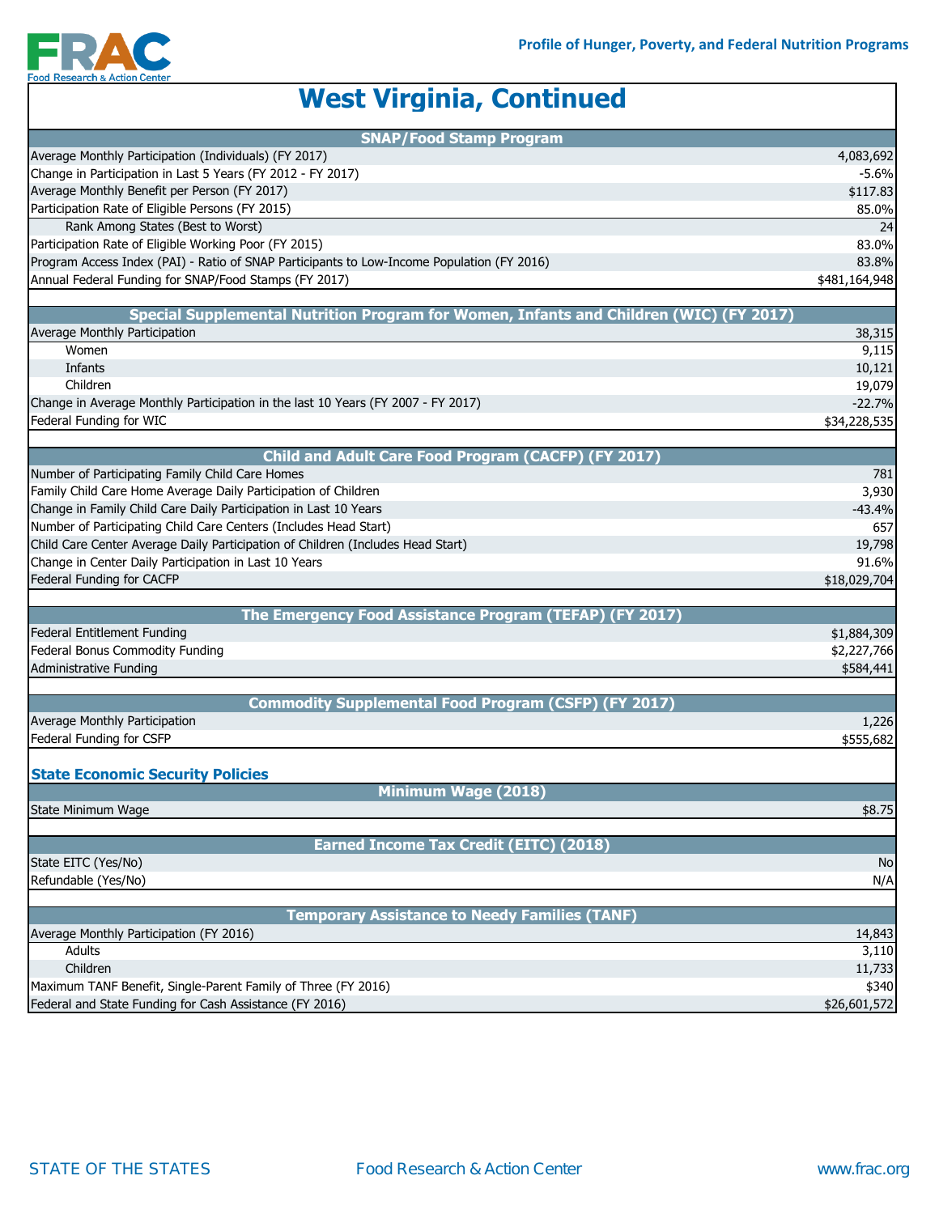Profile of Hunger, Poverty, and Federal Nutrition Programs

# West Virginia, Continued

| SNAP/Food Stamp Program | |
|---|---|
| Average Monthly Participation (Individuals) (FY 2017) | 4,083,692 |
| Change in Participation in Last 5 Years (FY 2012 - FY 2017) | -5.6% |
| Average Monthly Benefit per Person (FY 2017) | $117.83 |
| Participation Rate of Eligible Persons (FY 2015) | 85.0% |
| Rank Among States (Best to Worst) | 24 |
| Participation Rate of Eligible Working Poor (FY 2015) | 83.0% |
| Program Access Index (PAI) - Ratio of SNAP Participants to Low-Income Population (FY 2016) | 83.8% |
| Annual Federal Funding for SNAP/Food Stamps (FY 2017) | $481,164,948 |

| Special Supplemental Nutrition Program for Women, Infants and Children (WIC) (FY 2017) | |
|---|---|
| Average Monthly Participation | 38,315 |
| Women | 9,115 |
| Infants | 10,121 |
| Children | 19,079 |
| Change in Average Monthly Participation in the last 10 Years (FY 2007 - FY 2017) | -22.7% |
| Federal Funding for WIC | $34,228,535 |

| Child and Adult Care Food Program (CACFP) (FY 2017) | |
|---|---|
| Number of Participating Family Child Care Homes | 781 |
| Family Child Care Home Average Daily Participation of Children | 3,930 |
| Change in Family Child Care Daily Participation in Last 10 Years | -43.4% |
| Number of Participating Child Care Centers (Includes Head Start) | 657 |
| Child Care Center Average Daily Participation of Children (Includes Head Start) | 19,798 |
| Change in Center Daily Participation in Last 10 Years | 91.6% |
| Federal Funding for CACFP | $18,029,704 |

| The Emergency Food Assistance Program (TEFAP) (FY 2017) | |
|---|---|
| Federal Entitlement Funding | $1,884,309 |
| Federal Bonus Commodity Funding | $2,227,766 |
| Administrative Funding | $584,441 |

| Commodity Supplemental Food Program (CSFP) (FY 2017) | |
|---|---|
| Average Monthly Participation | 1,226 |
| Federal Funding for CSFP | $555,682 |

## State Economic Security Policies

| Minimum Wage (2018) | |
|---|---|
| State Minimum Wage | $8.75 |

| Earned Income Tax Credit (EITC) (2018) | |
|---|---|
| State EITC (Yes/No) | No |
| Refundable (Yes/No) | N/A |

| Temporary Assistance to Needy Families (TANF) | |
|---|---|
| Average Monthly Participation (FY 2016) | 14,843 |
| Adults | 3,110 |
| Children | 11,733 |
| Maximum TANF Benefit, Single-Parent Family of Three (FY 2016) | $340 |
| Federal and State Funding for Cash Assistance (FY 2016) | $26,601,572 |